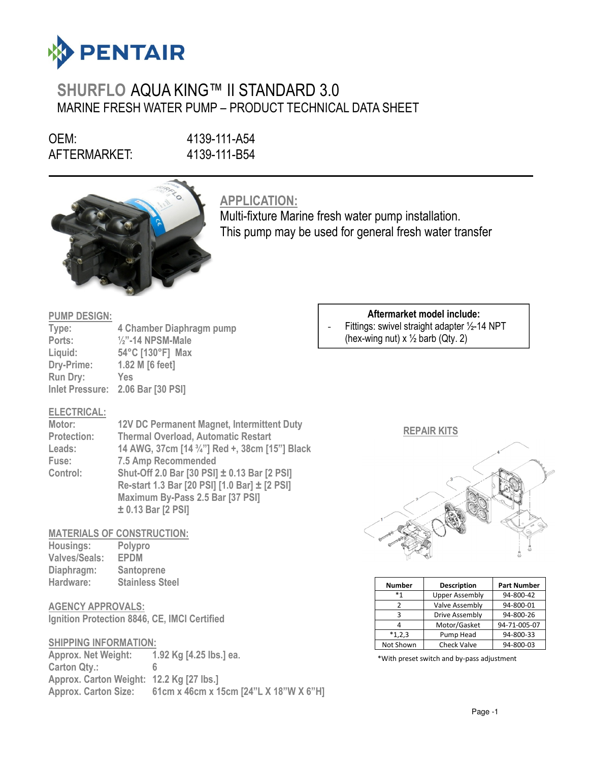# SHURFLO AQUA KING™ II STANDARD 3.0

## MARINE FRESH WATER PUMP – PRODUCT TECHNICAL DATA SHEET

OEM: 4139-111-A54
AFTERMARKET: 4139-111-B54

## APPLICATION:

Multi-fixture Marine fresh water pump installation.
This pump may be used for general fresh water transfer

**Aftermarket model include:**

- Fittings: swivel straight adapter ½-14 NPT (hex-wing nut) x ½ barb (Qty. 2)

## PUMP DESIGN:

| | |
|---|---|
| Type: | 4 Chamber Diaphragm pump |
| Ports: | ½"-14 NPSM-Male |
| Liquid: | 54°C [130°F] Max |
| Dry-Prime: | 1.82 M [6 feet] |
| Run Dry: | Yes |
| Inlet Pressure: | 2.06 Bar [30 PSI] |

## ELECTRICAL:

| | |
|---|---|
| Motor: | 12V DC Permanent Magnet, Intermittent Duty |
| Protection: | Thermal Overload, Automatic Restart |
| Leads: | 14 AWG, 37cm [14 ¾"] Red +, 38cm [15"] Black |
| Fuse: | 7.5 Amp Recommended |
| Control: | Shut-Off 2.0 Bar [30 PSI] ± 0.13 Bar [2 PSI]<br>Re-start 1.3 Bar [20 PSI] [1.0 Bar] ± [2 PSI]<br>Maximum By-Pass 2.5 Bar [37 PSI]<br>± 0.13 Bar [2 PSI] |

## MATERIALS OF CONSTRUCTION:

| | |
|---|---|
| Housings: | Polypro |
| Valves/Seals: | EPDM |
| Diaphragm: | Santoprene |
| Hardware: | Stainless Steel |

## AGENCY APPROVALS:

Ignition Protection 8846, CE, IMCI Certified

## SHIPPING INFORMATION:

| | |
|---|---|
| Approx. Net Weight: | 1.92 Kg [4.25 lbs.] ea. |
| Carton Qty.: | 6 |
| Approx. Carton Weight: | 12.2 Kg [27 lbs.] |
| Approx. Carton Size: | 61cm x 46cm x 15cm [24"L X 18"W X 6"H] |

## REPAIR KITS

| Number | Description | Part Number |
|---|---|---|
| *1 | Upper Assembly | 94-800-42 |
| 2 | Valve Assembly | 94-800-01 |
| 3 | Drive Assembly | 94-800-26 |
| 4 | Motor/Gasket | 94-71-005-07 |
| *1,2,3 | Pump Head | 94-800-33 |
| Not Shown | Check Valve | 94-800-03 |

*With preset switch and by-pass adjustment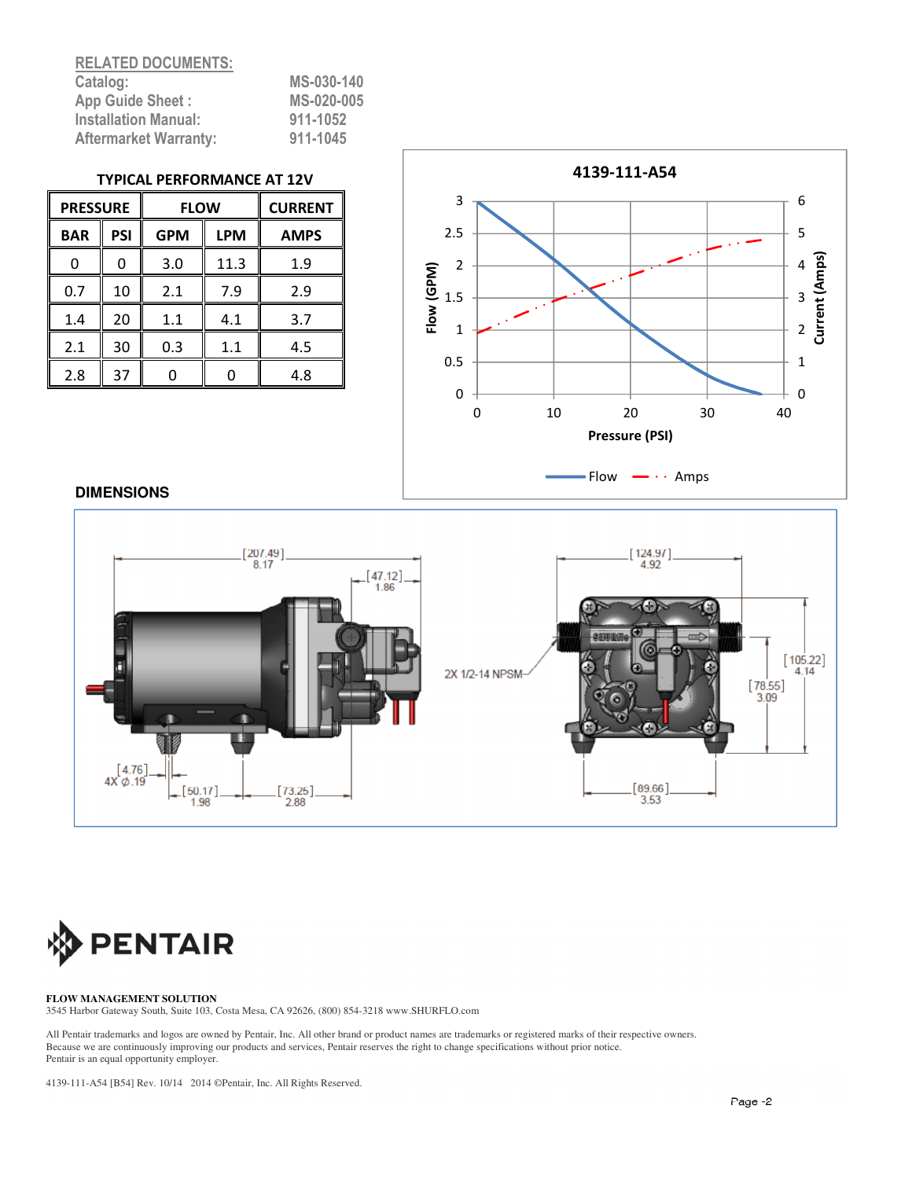## RELATED DOCUMENTS:

Catalog: MS-030-140
App Guide Sheet : MS-020-005
Installation Manual: 911-1052
Aftermarket Warranty: 911-1045

### TYPICAL PERFORMANCE AT 12V

| PRESSURE | | FLOW | | CURRENT |
|---|---|---|---|---|
| BAR | PSI | GPM | LPM | AMPS |
| 0 | 0 | 3.0 | 11.3 | 1.9 |
| 0.7 | 10 | 2.1 | 7.9 | 2.9 |
| 1.4 | 20 | 1.1 | 4.1 | 3.7 |
| 2.1 | 30 | 0.3 | 1.1 | 4.5 |
| 2.8 | 37 | 0 | 0 | 4.8 |

4139-111-A54

Flow (GPM)
3
2.5
2
1.5
1
0.5
0

Current (Amps)
6
5
4
3
2
1
0

0 10 20 30 40
Pressure (PSI)

Flow
Amps

## DIMENSIONS

[207.49] 8.17
[47.12] 1.86
[4.76] 4X ϕ.19
[50.17] 1.98
[73.25] 2.88
2X 1/2-14 NPSM
[124.97] 4.92
[105.22] 4.14
[78.55] 3.09
[89.66] 3.53

**PENTAIR**

**FLOW MANAGEMENT SOLUTION**
3545 Harbor Gateway South, Suite 103, Costa Mesa, CA 92626, (800) 854-3218 www.SHURFLO.com

All Pentair trademarks and logos are owned by Pentair, Inc. All other brand or product names are trademarks or registered marks of their respective owners.
Because we are continuously improving our products and services, Pentair reserves the right to change specifications without prior notice.
Pentair is an equal opportunity employer.

4139-111-A54 [B54] Rev. 10/14 2014 ©Pentair, Inc. All Rights Reserved.